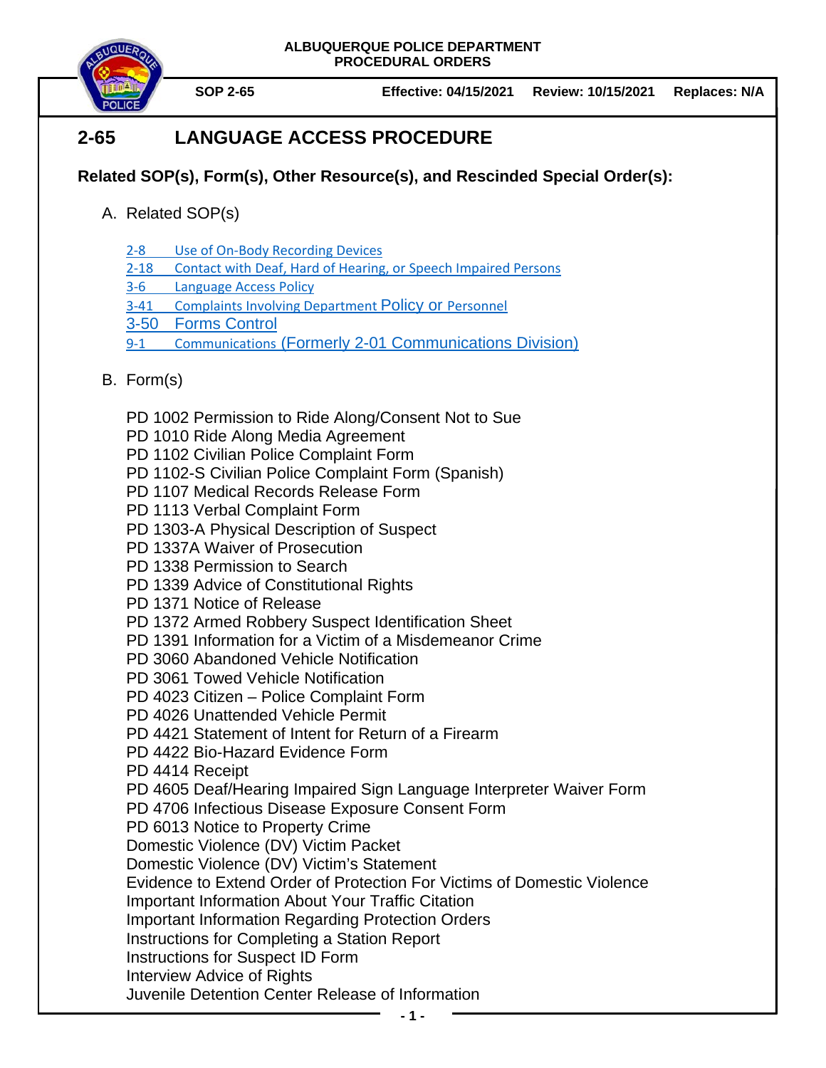**ALBUQUERQUE POLICE DEPARTMENT**
**PROCEDURAL ORDERS**

**SOP 2-65** | **Effective: 04/15/2021** | **Review: 10/15/2021** | **Replaces: N/A**

# 2-65 LANGUAGE ACCESS PROCEDURE

**Related SOP(s), Form(s), Other Resource(s), and Rescinded Special Order(s):**

A. Related SOP(s)

- 2-8 Use of On-Body Recording Devices
- 2-18 Contact with Deaf, Hard of Hearing, or Speech Impaired Persons
- 3-6 Language Access Policy
- 3-41 Complaints Involving Department Policy or Personnel
- 3-50 Forms Control
- 9-1 Communications (Formerly 2-01 Communications Division)

B. Form(s)

PD 1002 Permission to Ride Along/Consent Not to Sue
PD 1010 Ride Along Media Agreement
PD 1102 Civilian Police Complaint Form
PD 1102-S Civilian Police Complaint Form (Spanish)
PD 1107 Medical Records Release Form
PD 1113 Verbal Complaint Form
PD 1303-A Physical Description of Suspect
PD 1337A Waiver of Prosecution
PD 1338 Permission to Search
PD 1339 Advice of Constitutional Rights
PD 1371 Notice of Release
PD 1372 Armed Robbery Suspect Identification Sheet
PD 1391 Information for a Victim of a Misdemeanor Crime
PD 3060 Abandoned Vehicle Notification
PD 3061 Towed Vehicle Notification
PD 4023 Citizen – Police Complaint Form
PD 4026 Unattended Vehicle Permit
PD 4421 Statement of Intent for Return of a Firearm
PD 4422 Bio-Hazard Evidence Form
PD 4414 Receipt
PD 4605 Deaf/Hearing Impaired Sign Language Interpreter Waiver Form
PD 4706 Infectious Disease Exposure Consent Form
PD 6013 Notice to Property Crime
Domestic Violence (DV) Victim Packet
Domestic Violence (DV) Victim's Statement
Evidence to Extend Order of Protection For Victims of Domestic Violence
Important Information About Your Traffic Citation
Important Information Regarding Protection Orders
Instructions for Completing a Station Report
Instructions for Suspect ID Form
Interview Advice of Rights
Juvenile Detention Center Release of Information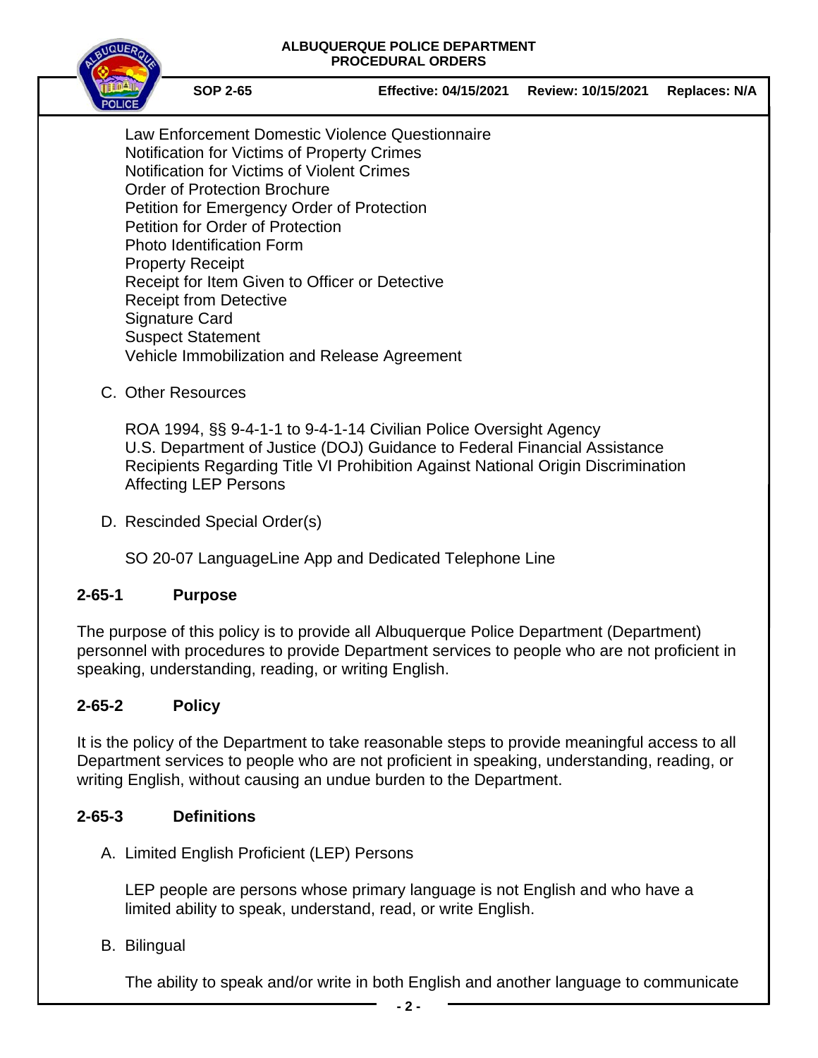Law Enforcement Domestic Violence Questionnaire
Notification for Victims of Property Crimes
Notification for Victims of Violent Crimes
Order of Protection Brochure
Petition for Emergency Order of Protection
Petition for Order of Protection
Photo Identification Form
Property Receipt
Receipt for Item Given to Officer or Detective
Receipt from Detective
Signature Card
Suspect Statement
Vehicle Immobilization and Release Agreement

C. Other Resources

ROA 1994, §§ 9-4-1-1 to 9-4-1-14 Civilian Police Oversight Agency
U.S. Department of Justice (DOJ) Guidance to Federal Financial Assistance Recipients Regarding Title VI Prohibition Against National Origin Discrimination Affecting LEP Persons

D. Rescinded Special Order(s)

SO 20-07 LanguageLine App and Dedicated Telephone Line

## 2-65-1 Purpose

The purpose of this policy is to provide all Albuquerque Police Department (Department) personnel with procedures to provide Department services to people who are not proficient in speaking, understanding, reading, or writing English.

## 2-65-2 Policy

It is the policy of the Department to take reasonable steps to provide meaningful access to all Department services to people who are not proficient in speaking, understanding, reading, or writing English, without causing an undue burden to the Department.

## 2-65-3 Definitions

A. Limited English Proficient (LEP) Persons

LEP people are persons whose primary language is not English and who have a limited ability to speak, understand, read, or write English.

B. Bilingual

The ability to speak and/or write in both English and another language to communicate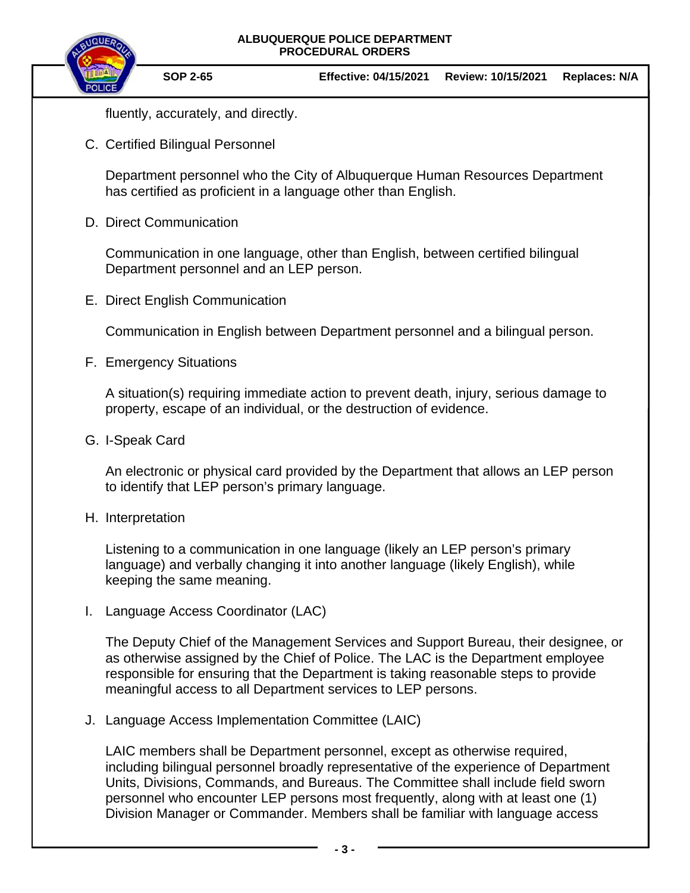fluently, accurately, and directly.

C. Certified Bilingual Personnel

Department personnel who the City of Albuquerque Human Resources Department has certified as proficient in a language other than English.

D. Direct Communication

Communication in one language, other than English, between certified bilingual Department personnel and an LEP person.

E. Direct English Communication

Communication in English between Department personnel and a bilingual person.

F. Emergency Situations

A situation(s) requiring immediate action to prevent death, injury, serious damage to property, escape of an individual, or the destruction of evidence.

G. I-Speak Card

An electronic or physical card provided by the Department that allows an LEP person to identify that LEP person's primary language.

H. Interpretation

Listening to a communication in one language (likely an LEP person's primary language) and verbally changing it into another language (likely English), while keeping the same meaning.

I. Language Access Coordinator (LAC)

The Deputy Chief of the Management Services and Support Bureau, their designee, or as otherwise assigned by the Chief of Police. The LAC is the Department employee responsible for ensuring that the Department is taking reasonable steps to provide meaningful access to all Department services to LEP persons.

J. Language Access Implementation Committee (LAIC)

LAIC members shall be Department personnel, except as otherwise required, including bilingual personnel broadly representative of the experience of Department Units, Divisions, Commands, and Bureaus. The Committee shall include field sworn personnel who encounter LEP persons most frequently, along with at least one (1) Division Manager or Commander. Members shall be familiar with language access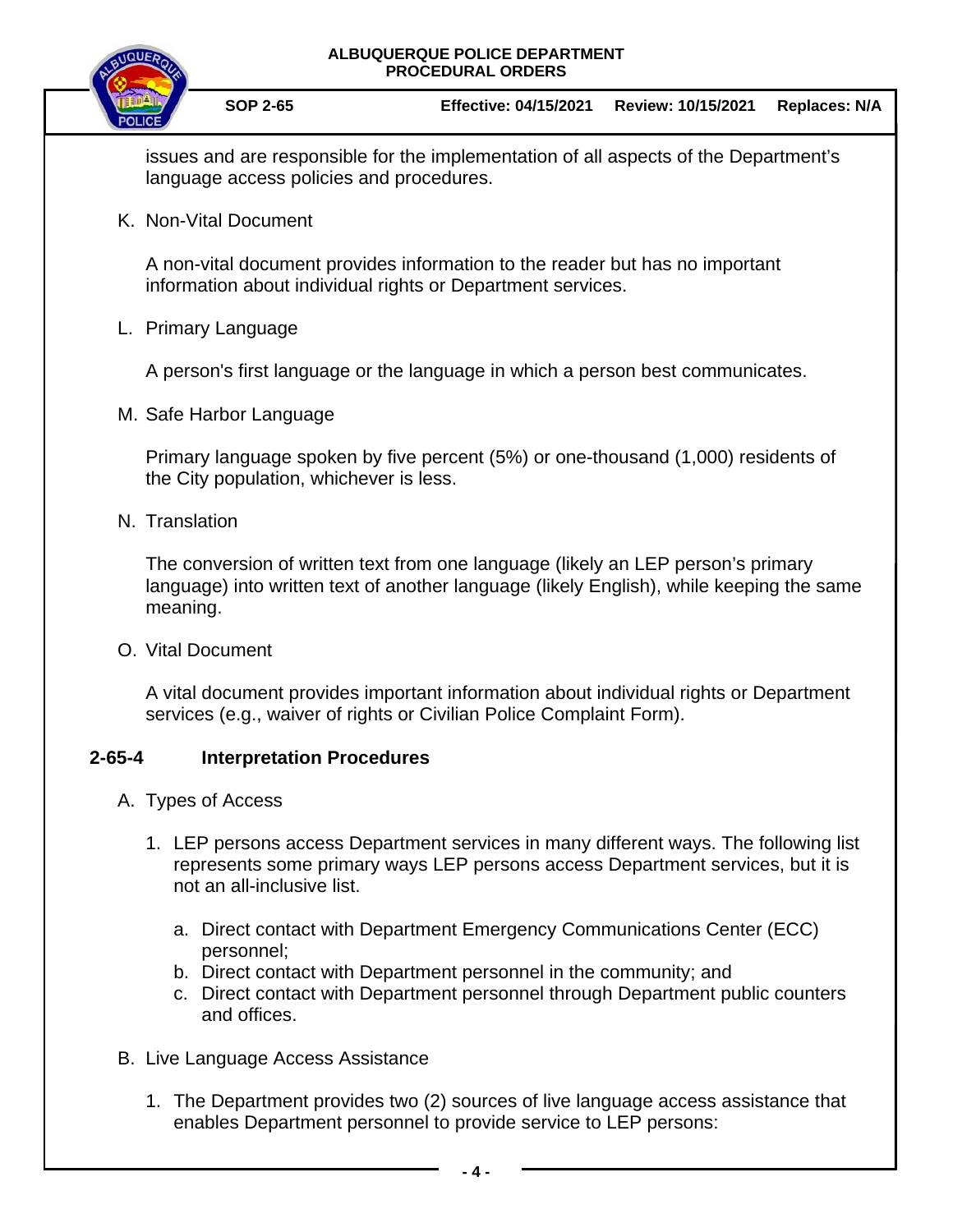issues and are responsible for the implementation of all aspects of the Department's language access policies and procedures.

K. Non-Vital Document

A non-vital document provides information to the reader but has no important information about individual rights or Department services.

L. Primary Language

A person's first language or the language in which a person best communicates.

M. Safe Harbor Language

Primary language spoken by five percent (5%) or one-thousand (1,000) residents of the City population, whichever is less.

N. Translation

The conversion of written text from one language (likely an LEP person's primary language) into written text of another language (likely English), while keeping the same meaning.

O. Vital Document

A vital document provides important information about individual rights or Department services (e.g., waiver of rights or Civilian Police Complaint Form).

## 2-65-4 Interpretation Procedures

A. Types of Access

1. LEP persons access Department services in many different ways. The following list represents some primary ways LEP persons access Department services, but it is not an all-inclusive list.

   a. Direct contact with Department Emergency Communications Center (ECC) personnel;
   b. Direct contact with Department personnel in the community; and
   c. Direct contact with Department personnel through Department public counters and offices.

B. Live Language Access Assistance

1. The Department provides two (2) sources of live language access assistance that enables Department personnel to provide service to LEP persons: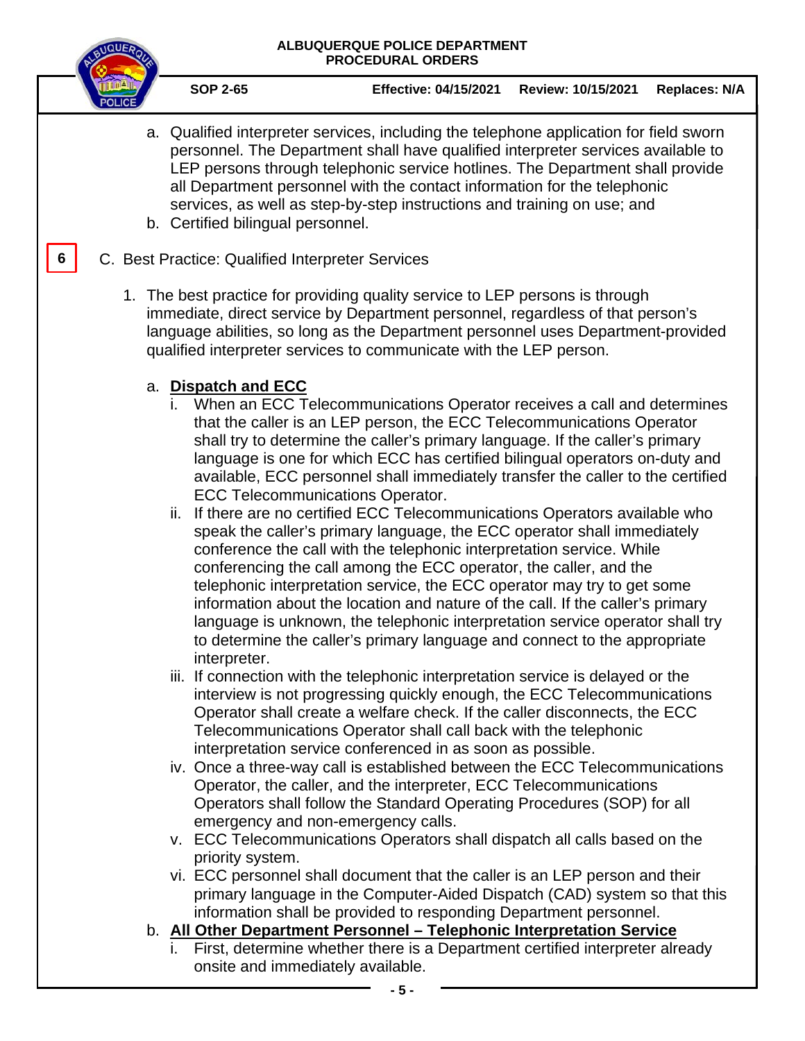a. Qualified interpreter services, including the telephone application for field sworn personnel. The Department shall have qualified interpreter services available to LEP persons through telephonic service hotlines. The Department shall provide all Department personnel with the contact information for the telephonic services, as well as step-by-step instructions and training on use; and
b. Certified bilingual personnel.

6

C. Best Practice: Qualified Interpreter Services

1. The best practice for providing quality service to LEP persons is through immediate, direct service by Department personnel, regardless of that person's language abilities, so long as the Department personnel uses Department-provided qualified interpreter services to communicate with the LEP person.

   a. **Dispatch and ECC**
      i. When an ECC Telecommunications Operator receives a call and determines that the caller is an LEP person, the ECC Telecommunications Operator shall try to determine the caller's primary language. If the caller's primary language is one for which ECC has certified bilingual operators on-duty and available, ECC personnel shall immediately transfer the caller to the certified ECC Telecommunications Operator.
      ii. If there are no certified ECC Telecommunications Operators available who speak the caller's primary language, the ECC operator shall immediately conference the call with the telephonic interpretation service. While conferencing the call among the ECC operator, the caller, and the telephonic interpretation service, the ECC operator may try to get some information about the location and nature of the call. If the caller's primary language is unknown, the telephonic interpretation service operator shall try to determine the caller's primary language and connect to the appropriate interpreter.
      iii. If connection with the telephonic interpretation service is delayed or the interview is not progressing quickly enough, the ECC Telecommunications Operator shall create a welfare check. If the caller disconnects, the ECC Telecommunications Operator shall call back with the telephonic interpretation service conferenced in as soon as possible.
      iv. Once a three-way call is established between the ECC Telecommunications Operator, the caller, and the interpreter, ECC Telecommunications Operators shall follow the Standard Operating Procedures (SOP) for all emergency and non-emergency calls.
      v. ECC Telecommunications Operators shall dispatch all calls based on the priority system.
      vi. ECC personnel shall document that the caller is an LEP person and their primary language in the Computer-Aided Dispatch (CAD) system so that this information shall be provided to responding Department personnel.

   b. **All Other Department Personnel – Telephonic Interpretation Service**
      i. First, determine whether there is a Department certified interpreter already onsite and immediately available.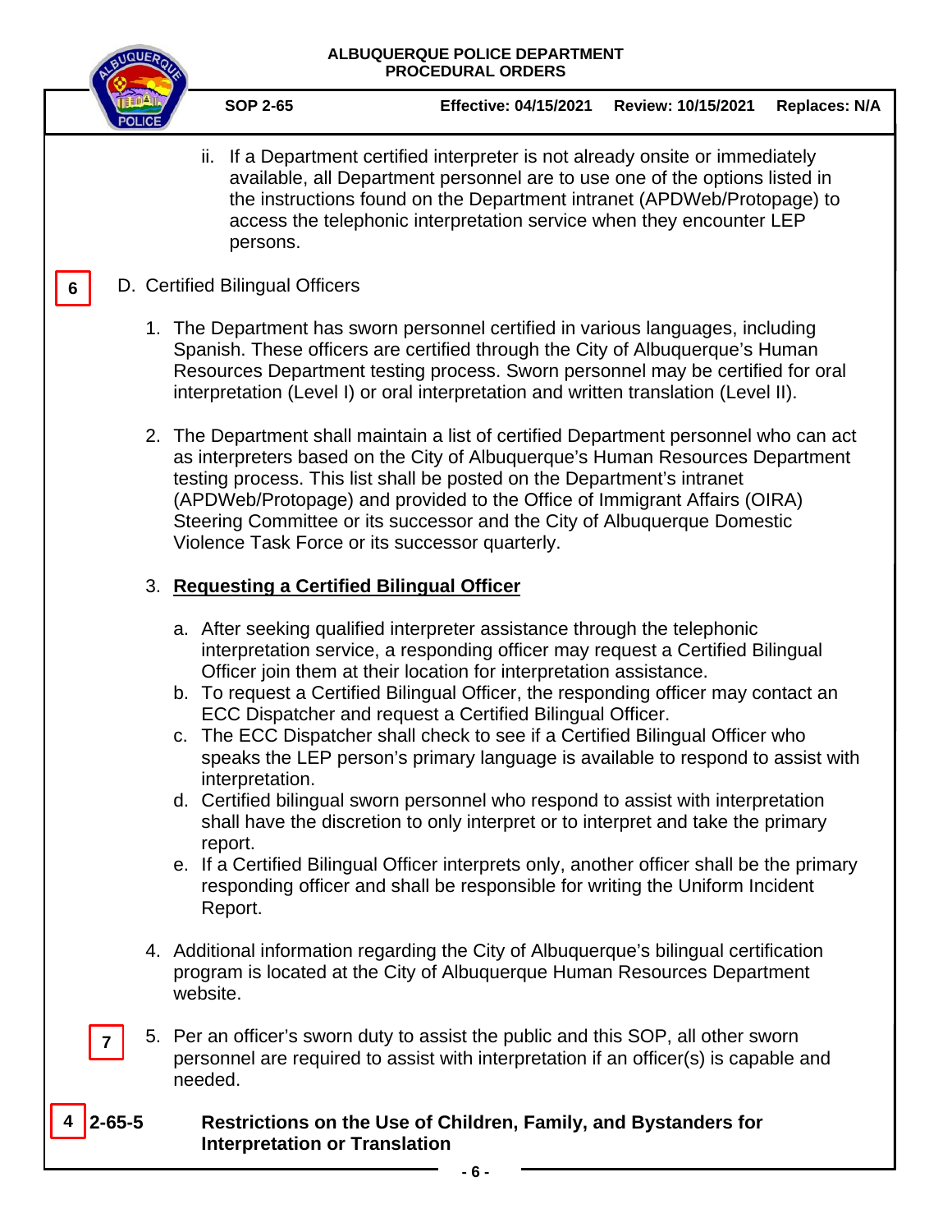ii. If a Department certified interpreter is not already onsite or immediately available, all Department personnel are to use one of the options listed in the instructions found on the Department intranet (APDWeb/Protopage) to access the telephonic interpretation service when they encounter LEP persons.

6 D. Certified Bilingual Officers

1. The Department has sworn personnel certified in various languages, including Spanish. These officers are certified through the City of Albuquerque's Human Resources Department testing process. Sworn personnel may be certified for oral interpretation (Level I) or oral interpretation and written translation (Level II).

2. The Department shall maintain a list of certified Department personnel who can act as interpreters based on the City of Albuquerque's Human Resources Department testing process. This list shall be posted on the Department's intranet (APDWeb/Protopage) and provided to the Office of Immigrant Affairs (OIRA) Steering Committee or its successor and the City of Albuquerque Domestic Violence Task Force or its successor quarterly.

3. **Requesting a Certified Bilingual Officer**

   a. After seeking qualified interpreter assistance through the telephonic interpretation service, a responding officer may request a Certified Bilingual Officer join them at their location for interpretation assistance.
   b. To request a Certified Bilingual Officer, the responding officer may contact an ECC Dispatcher and request a Certified Bilingual Officer.
   c. The ECC Dispatcher shall check to see if a Certified Bilingual Officer who speaks the LEP person's primary language is available to respond to assist with interpretation.
   d. Certified bilingual sworn personnel who respond to assist with interpretation shall have the discretion to only interpret or to interpret and take the primary report.
   e. If a Certified Bilingual Officer interprets only, another officer shall be the primary responding officer and shall be responsible for writing the Uniform Incident Report.

4. Additional information regarding the City of Albuquerque's bilingual certification program is located at the City of Albuquerque Human Resources Department website.

7 5. Per an officer's sworn duty to assist the public and this SOP, all other sworn personnel are required to assist with interpretation if an officer(s) is capable and needed.

4 **2-65-5 Restrictions on the Use of Children, Family, and Bystanders for Interpretation or Translation**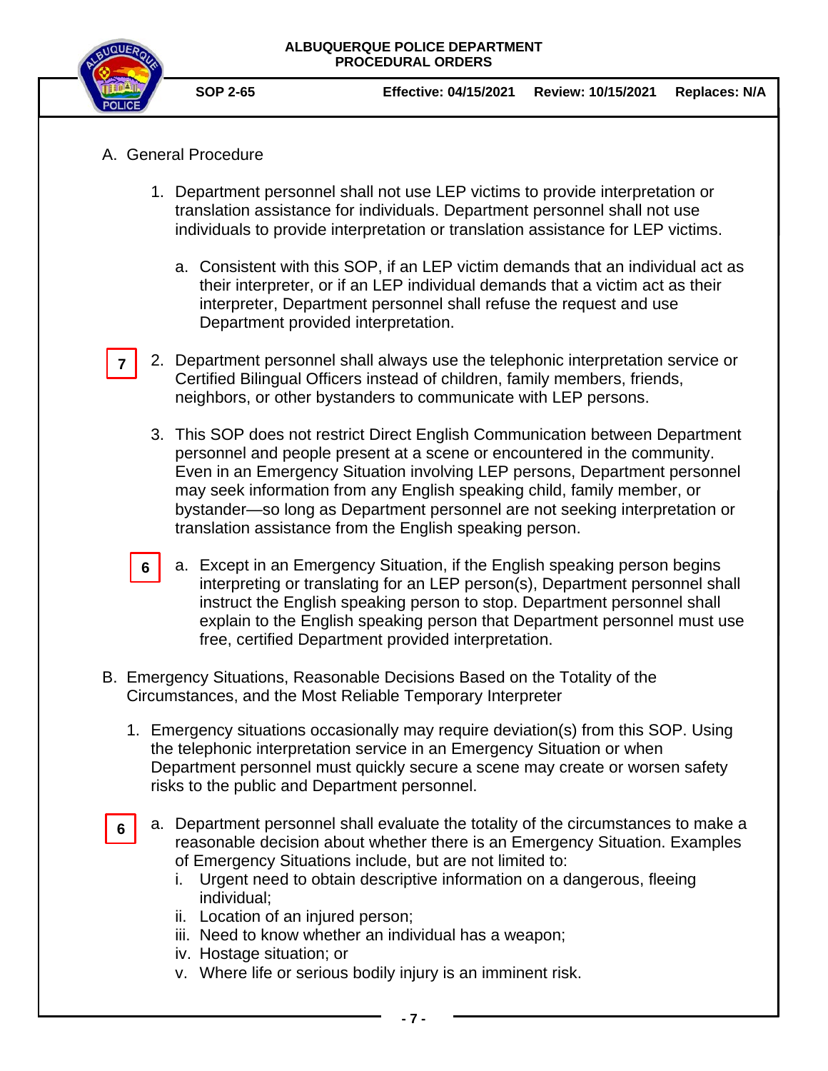A. General Procedure

1. Department personnel shall not use LEP victims to provide interpretation or translation assistance for individuals. Department personnel shall not use individuals to provide interpretation or translation assistance for LEP victims.

   a. Consistent with this SOP, if an LEP victim demands that an individual act as their interpreter, or if an LEP individual demands that a victim act as their interpreter, Department personnel shall refuse the request and use Department provided interpretation.

7

2. Department personnel shall always use the telephonic interpretation service or Certified Bilingual Officers instead of children, family members, friends, neighbors, or other bystanders to communicate with LEP persons.

3. This SOP does not restrict Direct English Communication between Department personnel and people present at a scene or encountered in the community. Even in an Emergency Situation involving LEP persons, Department personnel may seek information from any English speaking child, family member, or bystander—so long as Department personnel are not seeking interpretation or translation assistance from the English speaking person.

   6

   a. Except in an Emergency Situation, if the English speaking person begins interpreting or translating for an LEP person(s), Department personnel shall instruct the English speaking person to stop. Department personnel shall explain to the English speaking person that Department personnel must use free, certified Department provided interpretation.

B. Emergency Situations, Reasonable Decisions Based on the Totality of the Circumstances, and the Most Reliable Temporary Interpreter

1. Emergency situations occasionally may require deviation(s) from this SOP. Using the telephonic interpretation service in an Emergency Situation or when Department personnel must quickly secure a scene may create or worsen safety risks to the public and Department personnel.

6

   a. Department personnel shall evaluate the totality of the circumstances to make a reasonable decision about whether there is an Emergency Situation. Examples of Emergency Situations include, but are not limited to:
      i. Urgent need to obtain descriptive information on a dangerous, fleeing individual;
      ii. Location of an injured person;
      iii. Need to know whether an individual has a weapon;
      iv. Hostage situation; or
      v. Where life or serious bodily injury is an imminent risk.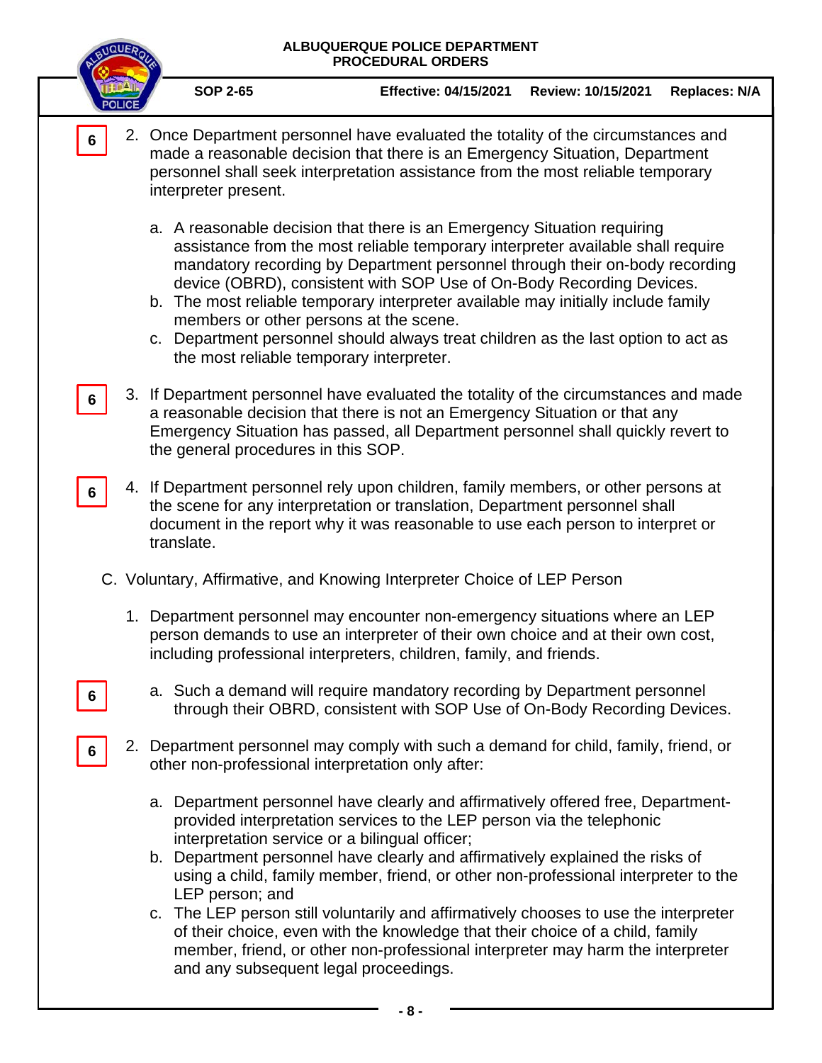6

2. Once Department personnel have evaluated the totality of the circumstances and made a reasonable decision that there is an Emergency Situation, Department personnel shall seek interpretation assistance from the most reliable temporary interpreter present.

   a. A reasonable decision that there is an Emergency Situation requiring assistance from the most reliable temporary interpreter available shall require mandatory recording by Department personnel through their on-body recording device (OBRD), consistent with SOP Use of On-Body Recording Devices.
   b. The most reliable temporary interpreter available may initially include family members or other persons at the scene.
   c. Department personnel should always treat children as the last option to act as the most reliable temporary interpreter.

6

3. If Department personnel have evaluated the totality of the circumstances and made a reasonable decision that there is not an Emergency Situation or that any Emergency Situation has passed, all Department personnel shall quickly revert to the general procedures in this SOP.

6

4. If Department personnel rely upon children, family members, or other persons at the scene for any interpretation or translation, Department personnel shall document in the report why it was reasonable to use each person to interpret or translate.

C. Voluntary, Affirmative, and Knowing Interpreter Choice of LEP Person

1. Department personnel may encounter non-emergency situations where an LEP person demands to use an interpreter of their own choice and at their own cost, including professional interpreters, children, family, and friends.

6

   a. Such a demand will require mandatory recording by Department personnel through their OBRD, consistent with SOP Use of On-Body Recording Devices.

6

2. Department personnel may comply with such a demand for child, family, friend, or other non-professional interpretation only after:

   a. Department personnel have clearly and affirmatively offered free, Department-provided interpretation services to the LEP person via the telephonic interpretation service or a bilingual officer;
   b. Department personnel have clearly and affirmatively explained the risks of using a child, family member, friend, or other non-professional interpreter to the LEP person; and
   c. The LEP person still voluntarily and affirmatively chooses to use the interpreter of their choice, even with the knowledge that their choice of a child, family member, friend, or other non-professional interpreter may harm the interpreter and any subsequent legal proceedings.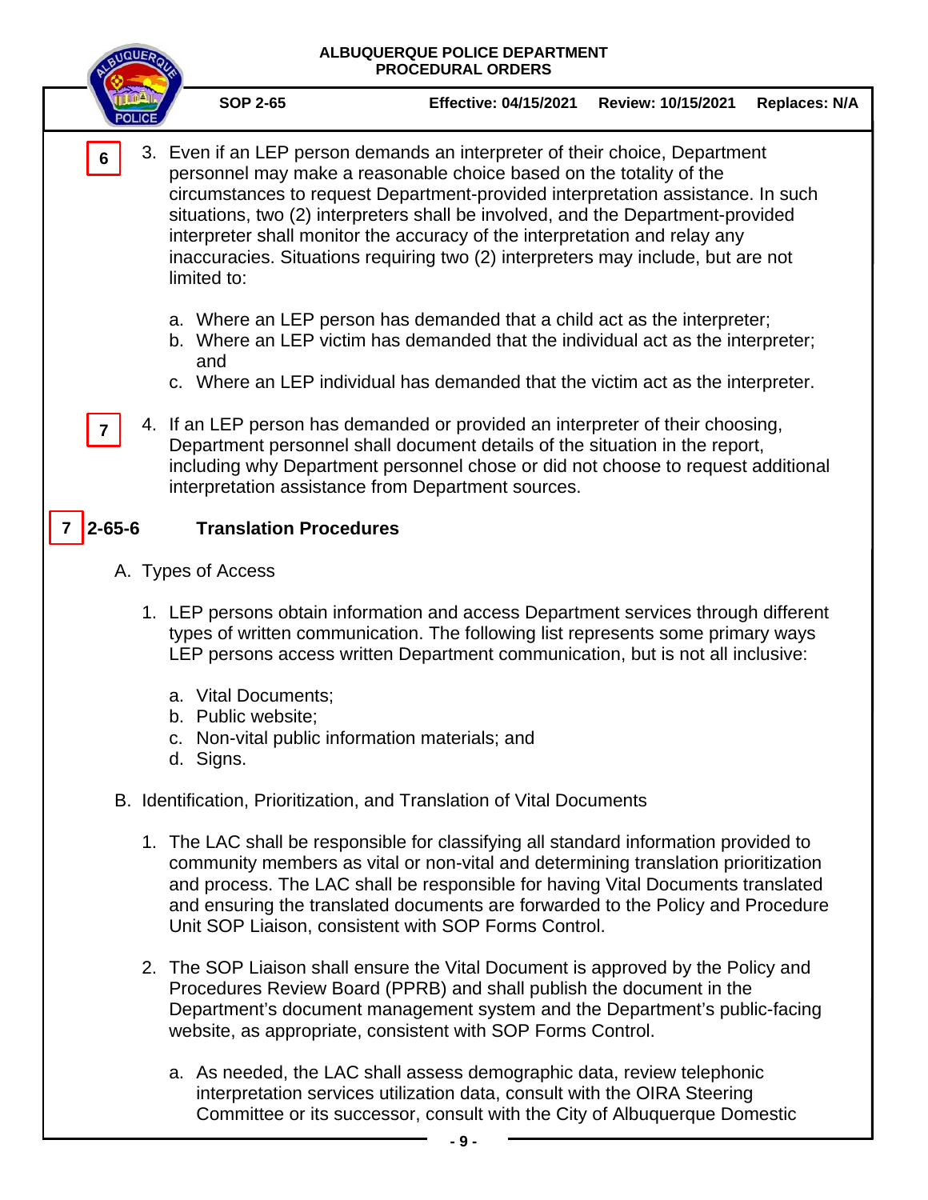6

3. Even if an LEP person demands an interpreter of their choice, Department personnel may make a reasonable choice based on the totality of the circumstances to request Department-provided interpretation assistance. In such situations, two (2) interpreters shall be involved, and the Department-provided interpreter shall monitor the accuracy of the interpretation and relay any inaccuracies. Situations requiring two (2) interpreters may include, but are not limited to:

   a. Where an LEP person has demanded that a child act as the interpreter;
   b. Where an LEP victim has demanded that the individual act as the interpreter; and
   c. Where an LEP individual has demanded that the victim act as the interpreter.

7

4. If an LEP person has demanded or provided an interpreter of their choosing, Department personnel shall document details of the situation in the report, including why Department personnel chose or did not choose to request additional interpretation assistance from Department sources.

## 7 2-65-6 Translation Procedures

A. Types of Access

   1. LEP persons obtain information and access Department services through different types of written communication. The following list represents some primary ways LEP persons access written Department communication, but is not all inclusive:

      a. Vital Documents;
      b. Public website;
      c. Non-vital public information materials; and
      d. Signs.

B. Identification, Prioritization, and Translation of Vital Documents

   1. The LAC shall be responsible for classifying all standard information provided to community members as vital or non-vital and determining translation prioritization and process. The LAC shall be responsible for having Vital Documents translated and ensuring the translated documents are forwarded to the Policy and Procedure Unit SOP Liaison, consistent with SOP Forms Control.

   2. The SOP Liaison shall ensure the Vital Document is approved by the Policy and Procedures Review Board (PPRB) and shall publish the document in the Department's document management system and the Department's public-facing website, as appropriate, consistent with SOP Forms Control.

      a. As needed, the LAC shall assess demographic data, review telephonic interpretation services utilization data, consult with the OIRA Steering Committee or its successor, consult with the City of Albuquerque Domestic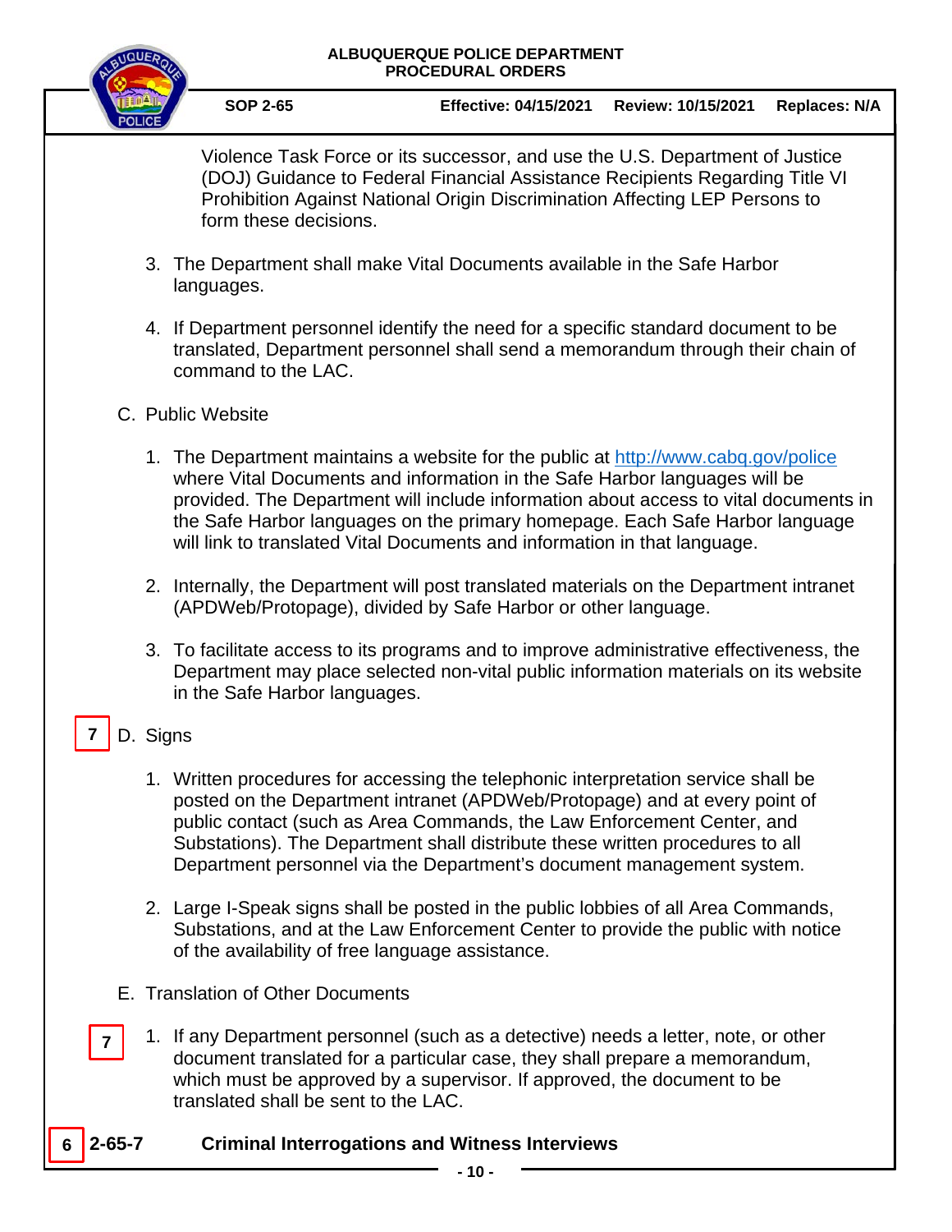Violence Task Force or its successor, and use the U.S. Department of Justice (DOJ) Guidance to Federal Financial Assistance Recipients Regarding Title VI Prohibition Against National Origin Discrimination Affecting LEP Persons to form these decisions.

3. The Department shall make Vital Documents available in the Safe Harbor languages.

4. If Department personnel identify the need for a specific standard document to be translated, Department personnel shall send a memorandum through their chain of command to the LAC.

C. Public Website

1. The Department maintains a website for the public at http://www.cabq.gov/police where Vital Documents and information in the Safe Harbor languages will be provided. The Department will include information about access to vital documents in the Safe Harbor languages on the primary homepage. Each Safe Harbor language will link to translated Vital Documents and information in that language.

2. Internally, the Department will post translated materials on the Department intranet (APDWeb/Protopage), divided by Safe Harbor or other language.

3. To facilitate access to its programs and to improve administrative effectiveness, the Department may place selected non-vital public information materials on its website in the Safe Harbor languages.

7 D. Signs

1. Written procedures for accessing the telephonic interpretation service shall be posted on the Department intranet (APDWeb/Protopage) and at every point of public contact (such as Area Commands, the Law Enforcement Center, and Substations). The Department shall distribute these written procedures to all Department personnel via the Department's document management system.

2. Large I-Speak signs shall be posted in the public lobbies of all Area Commands, Substations, and at the Law Enforcement Center to provide the public with notice of the availability of free language assistance.

E. Translation of Other Documents

7 1. If any Department personnel (such as a detective) needs a letter, note, or other document translated for a particular case, they shall prepare a memorandum, which must be approved by a supervisor. If approved, the document to be translated shall be sent to the LAC.

6 **2-65-7 Criminal Interrogations and Witness Interviews**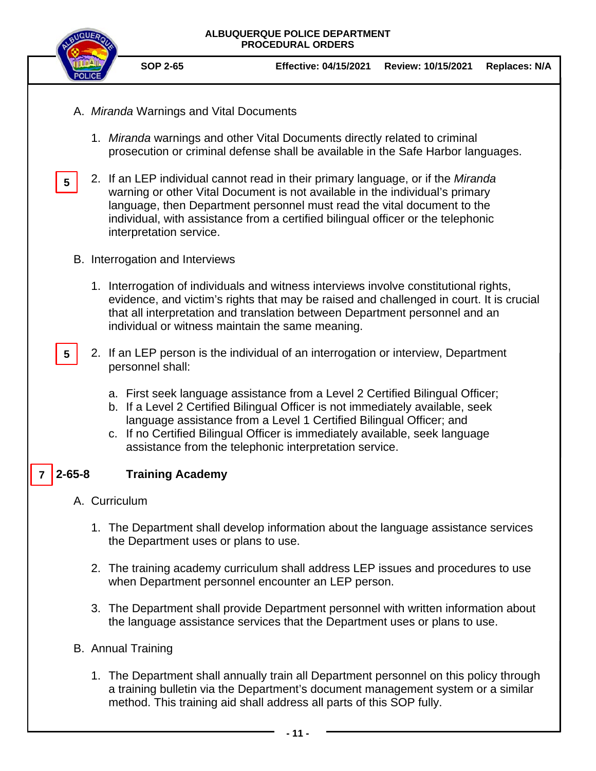A. *Miranda* Warnings and Vital Documents

1. *Miranda* warnings and other Vital Documents directly related to criminal prosecution or criminal defense shall be available in the Safe Harbor languages.

5 2. If an LEP individual cannot read in their primary language, or if the *Miranda* warning or other Vital Document is not available in the individual's primary language, then Department personnel must read the vital document to the individual, with assistance from a certified bilingual officer or the telephonic interpretation service.

B. Interrogation and Interviews

1. Interrogation of individuals and witness interviews involve constitutional rights, evidence, and victim's rights that may be raised and challenged in court. It is crucial that all interpretation and translation between Department personnel and an individual or witness maintain the same meaning.

5 2. If an LEP person is the individual of an interrogation or interview, Department personnel shall:

   a. First seek language assistance from a Level 2 Certified Bilingual Officer;
   b. If a Level 2 Certified Bilingual Officer is not immediately available, seek language assistance from a Level 1 Certified Bilingual Officer; and
   c. If no Certified Bilingual Officer is immediately available, seek language assistance from the telephonic interpretation service.

## 7 2-65-8 Training Academy

A. Curriculum

1. The Department shall develop information about the language assistance services the Department uses or plans to use.

2. The training academy curriculum shall address LEP issues and procedures to use when Department personnel encounter an LEP person.

3. The Department shall provide Department personnel with written information about the language assistance services that the Department uses or plans to use.

B. Annual Training

1. The Department shall annually train all Department personnel on this policy through a training bulletin via the Department's document management system or a similar method. This training aid shall address all parts of this SOP fully.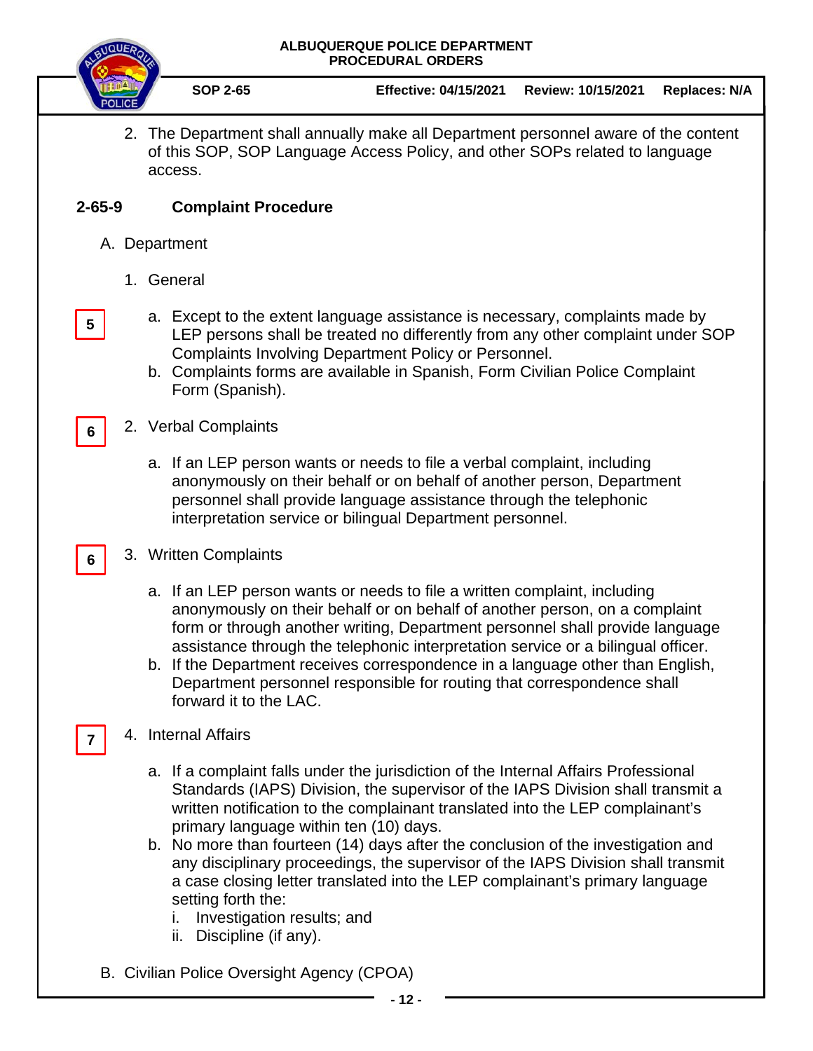2. The Department shall annually make all Department personnel aware of the content of this SOP, SOP Language Access Policy, and other SOPs related to language access.

## 2-65-9 Complaint Procedure

A. Department

1. General

5

a. Except to the extent language assistance is necessary, complaints made by LEP persons shall be treated no differently from any other complaint under SOP Complaints Involving Department Policy or Personnel.
b. Complaints forms are available in Spanish, Form Civilian Police Complaint Form (Spanish).

6

2. Verbal Complaints

a. If an LEP person wants or needs to file a verbal complaint, including anonymously on their behalf or on behalf of another person, Department personnel shall provide language assistance through the telephonic interpretation service or bilingual Department personnel.

6

3. Written Complaints

a. If an LEP person wants or needs to file a written complaint, including anonymously on their behalf or on behalf of another person, on a complaint form or through another writing, Department personnel shall provide language assistance through the telephonic interpretation service or a bilingual officer.
b. If the Department receives correspondence in a language other than English, Department personnel responsible for routing that correspondence shall forward it to the LAC.

7

4. Internal Affairs

a. If a complaint falls under the jurisdiction of the Internal Affairs Professional Standards (IAPS) Division, the supervisor of the IAPS Division shall transmit a written notification to the complainant translated into the LEP complainant's primary language within ten (10) days.
b. No more than fourteen (14) days after the conclusion of the investigation and any disciplinary proceedings, the supervisor of the IAPS Division shall transmit a case closing letter translated into the LEP complainant's primary language setting forth the:
   i. Investigation results; and
   ii. Discipline (if any).

B. Civilian Police Oversight Agency (CPOA)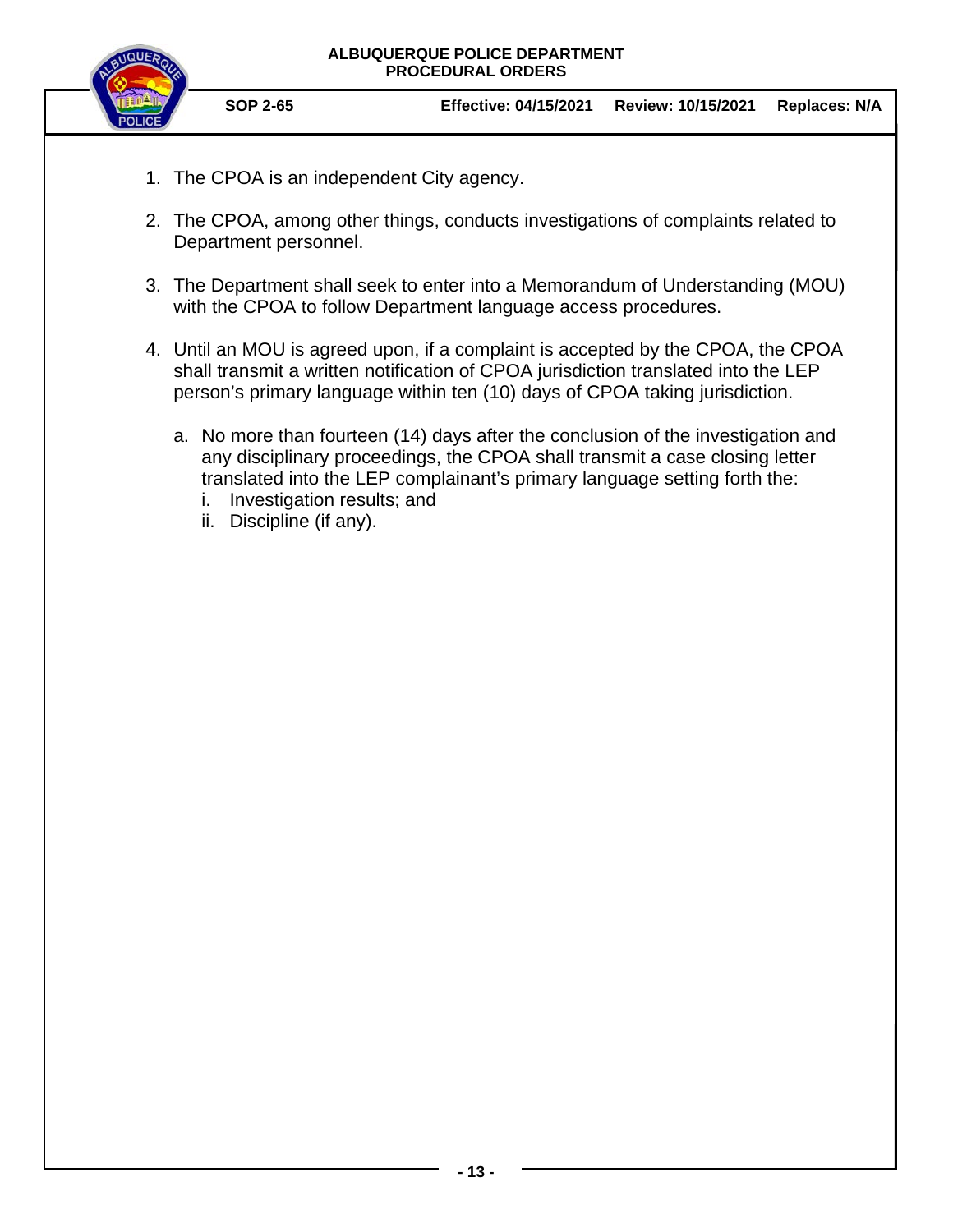1. The CPOA is an independent City agency.

2. The CPOA, among other things, conducts investigations of complaints related to Department personnel.

3. The Department shall seek to enter into a Memorandum of Understanding (MOU) with the CPOA to follow Department language access procedures.

4. Until an MOU is agreed upon, if a complaint is accepted by the CPOA, the CPOA shall transmit a written notification of CPOA jurisdiction translated into the LEP person's primary language within ten (10) days of CPOA taking jurisdiction.

   a. No more than fourteen (14) days after the conclusion of the investigation and any disciplinary proceedings, the CPOA shall transmit a case closing letter translated into the LEP complainant's primary language setting forth the:
      i. Investigation results; and
      ii. Discipline (if any).